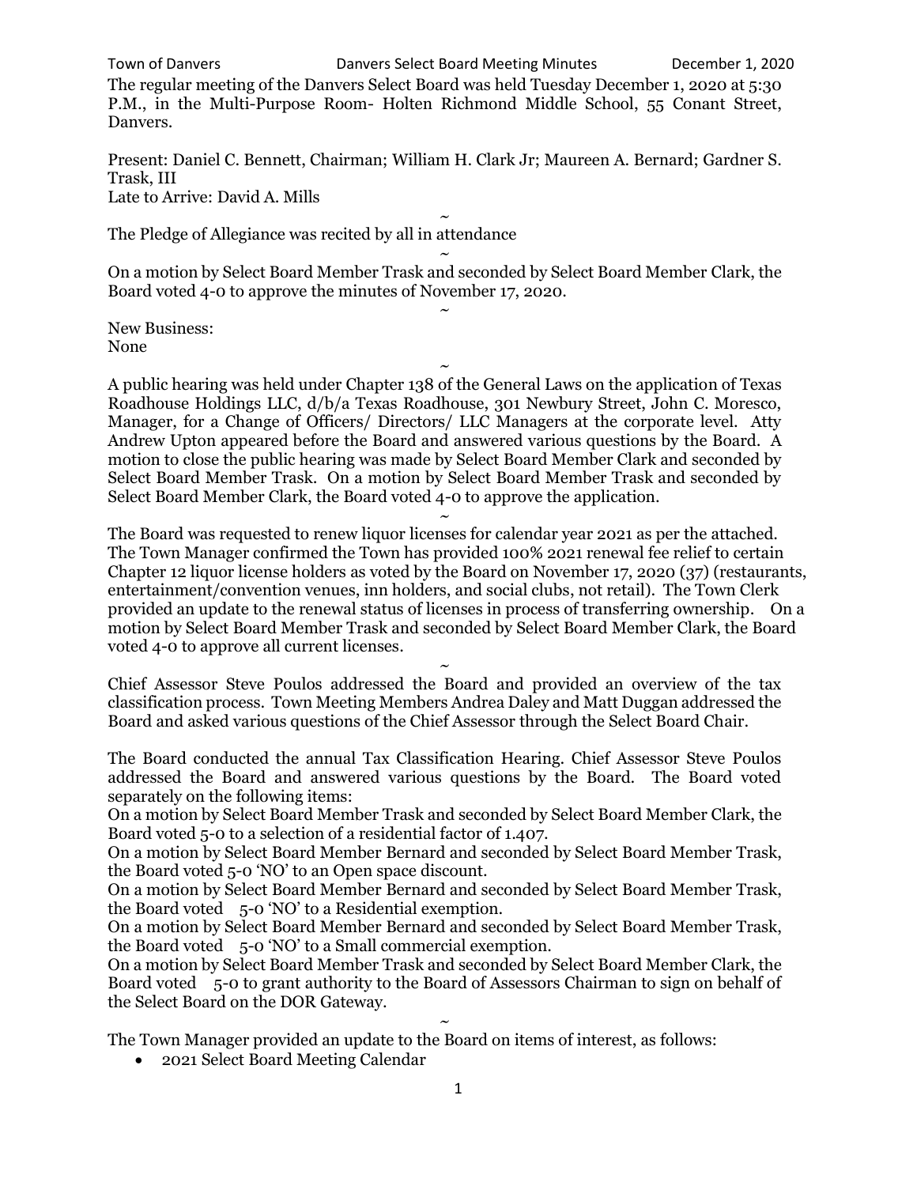The regular meeting of the Danvers Select Board was held Tuesday December 1, 2020 at 5:30 P.M., in the Multi-Purpose Room- Holten Richmond Middle School, 55 Conant Street, Danvers.

Present: Daniel C. Bennett, Chairman; William H. Clark Jr; Maureen A. Bernard; Gardner S. Trask, III
Late to Arrive: David A. Mills

~

The Pledge of Allegiance was recited by all in attendance

~

On a motion by Select Board Member Trask and seconded by Select Board Member Clark, the Board voted 4-0 to approve the minutes of November 17, 2020.

~

New Business:
None

~

A public hearing was held under Chapter 138 of the General Laws on the application of Texas Roadhouse Holdings LLC, d/b/a Texas Roadhouse, 301 Newbury Street, John C. Moresco, Manager, for a Change of Officers/ Directors/ LLC Managers at the corporate level. Atty Andrew Upton appeared before the Board and answered various questions by the Board. A motion to close the public hearing was made by Select Board Member Clark and seconded by Select Board Member Trask. On a motion by Select Board Member Trask and seconded by Select Board Member Clark, the Board voted 4-0 to approve the application.

~

The Board was requested to renew liquor licenses for calendar year 2021 as per the attached. The Town Manager confirmed the Town has provided 100% 2021 renewal fee relief to certain Chapter 12 liquor license holders as voted by the Board on November 17, 2020 (37) (restaurants, entertainment/convention venues, inn holders, and social clubs, not retail). The Town Clerk provided an update to the renewal status of licenses in process of transferring ownership. On a motion by Select Board Member Trask and seconded by Select Board Member Clark, the Board voted 4-0 to approve all current licenses.

~

Chief Assessor Steve Poulos addressed the Board and provided an overview of the tax classification process. Town Meeting Members Andrea Daley and Matt Duggan addressed the Board and asked various questions of the Chief Assessor through the Select Board Chair.

The Board conducted the annual Tax Classification Hearing. Chief Assessor Steve Poulos addressed the Board and answered various questions by the Board. The Board voted separately on the following items:
On a motion by Select Board Member Trask and seconded by Select Board Member Clark, the Board voted 5-0 to a selection of a residential factor of 1.407.
On a motion by Select Board Member Bernard and seconded by Select Board Member Trask, the Board voted 5-0 'NO' to an Open space discount.
On a motion by Select Board Member Bernard and seconded by Select Board Member Trask, the Board voted 5-0 'NO' to a Residential exemption.
On a motion by Select Board Member Bernard and seconded by Select Board Member Trask, the Board voted 5-0 'NO' to a Small commercial exemption.
On a motion by Select Board Member Trask and seconded by Select Board Member Clark, the Board voted 5-0 to grant authority to the Board of Assessors Chairman to sign on behalf of the Select Board on the DOR Gateway.

~

The Town Manager provided an update to the Board on items of interest, as follows:

- 2021 Select Board Meeting Calendar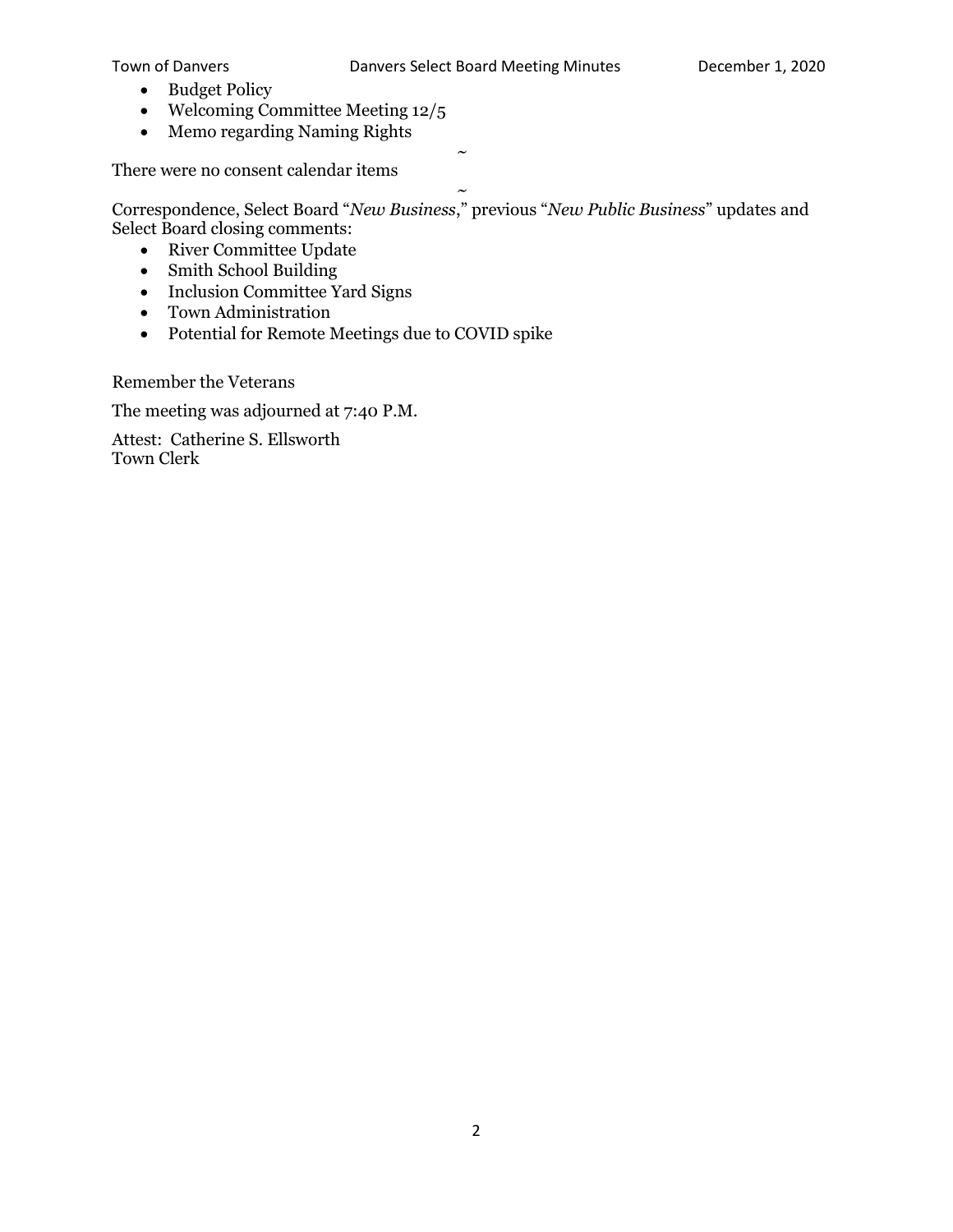- Budget Policy
- Welcoming Committee Meeting 12/5
- Memo regarding Naming Rights

~

There were no consent calendar items

~

Correspondence, Select Board "*New Business*," previous "*New Public Business*" updates and Select Board closing comments:

- River Committee Update
- Smith School Building
- Inclusion Committee Yard Signs
- Town Administration
- Potential for Remote Meetings due to COVID spike

Remember the Veterans

The meeting was adjourned at 7:40 P.M.

Attest: Catherine S. Ellsworth
Town Clerk